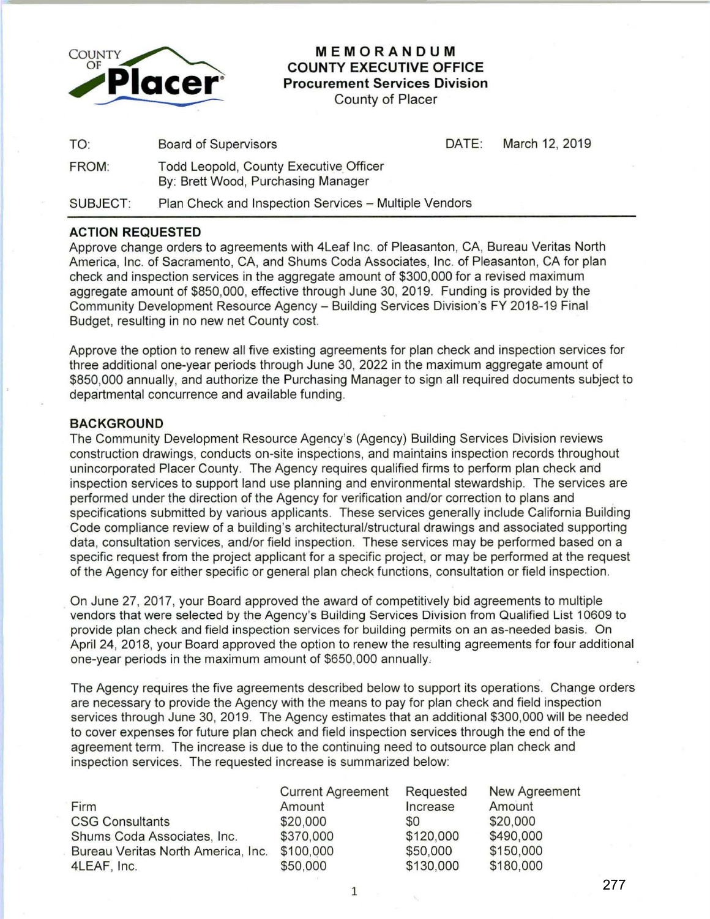# MEMORANDUM
## COUNTY EXECUTIVE OFFICE
### Procurement Services Division
County of Placer

| | | | |
|---|---|---|---|
| TO: | Board of Supervisors | DATE: | March 12, 2019 |
| FROM: | Todd Leopold, County Executive Officer<br>By: Brett Wood, Purchasing Manager | | |
| SUBJECT: | Plan Check and Inspection Services – Multiple Vendors | | |

**ACTION REQUESTED**

Approve change orders to agreements with 4Leaf Inc. of Pleasanton, CA, Bureau Veritas North America, Inc. of Sacramento, CA, and Shums Coda Associates, Inc. of Pleasanton, CA for plan check and inspection services in the aggregate amount of $300,000 for a revised maximum aggregate amount of $850,000, effective through June 30, 2019. Funding is provided by the Community Development Resource Agency – Building Services Division's FY 2018-19 Final Budget, resulting in no new net County cost.

Approve the option to renew all five existing agreements for plan check and inspection services for three additional one-year periods through June 30, 2022 in the maximum aggregate amount of $850,000 annually, and authorize the Purchasing Manager to sign all required documents subject to departmental concurrence and available funding.

**BACKGROUND**

The Community Development Resource Agency's (Agency) Building Services Division reviews construction drawings, conducts on-site inspections, and maintains inspection records throughout unincorporated Placer County. The Agency requires qualified firms to perform plan check and inspection services to support land use planning and environmental stewardship. The services are performed under the direction of the Agency for verification and/or correction to plans and specifications submitted by various applicants. These services generally include California Building Code compliance review of a building's architectural/structural drawings and associated supporting data, consultation services, and/or field inspection. These services may be performed based on a specific request from the project applicant for a specific project, or may be performed at the request of the Agency for either specific or general plan check functions, consultation or field inspection.

On June 27, 2017, your Board approved the award of competitively bid agreements to multiple vendors that were selected by the Agency's Building Services Division from Qualified List 10609 to provide plan check and field inspection services for building permits on an as-needed basis. On April 24, 2018, your Board approved the option to renew the resulting agreements for four additional one-year periods in the maximum amount of $650,000 annually.

The Agency requires the five agreements described below to support its operations. Change orders are necessary to provide the Agency with the means to pay for plan check and field inspection services through June 30, 2019. The Agency estimates that an additional $300,000 will be needed to cover expenses for future plan check and field inspection services through the end of the agreement term. The increase is due to the continuing need to outsource plan check and inspection services. The requested increase is summarized below:

| Firm | Current Agreement Amount | Requested Increase | New Agreement Amount |
|---|---|---|---|
| CSG Consultants | $20,000 | $0 | $20,000 |
| Shums Coda Associates, Inc. | $370,000 | $120,000 | $490,000 |
| Bureau Veritas North America, Inc. | $100,000 | $50,000 | $150,000 |
| 4LEAF, Inc. | $50,000 | $130,000 | $180,000 |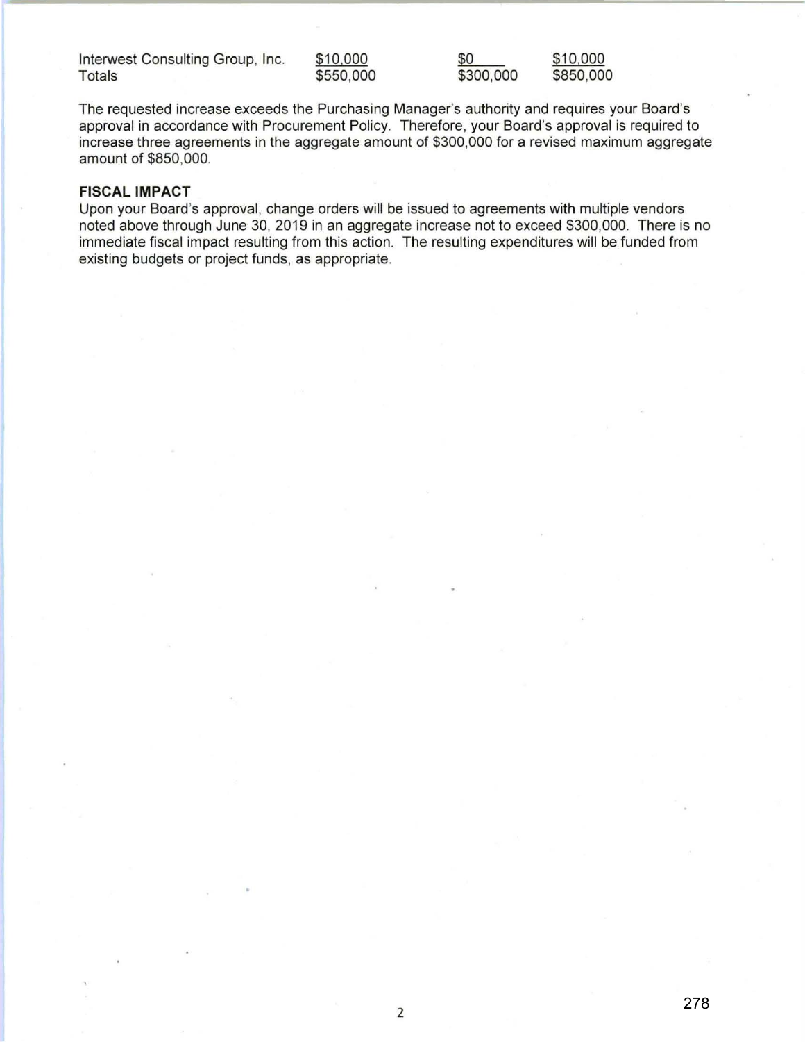| | | | |
|---|---|---|---|
| Interwest Consulting Group, Inc. | $10,000 | $0 | $10,000 |
| Totals | $550,000 | $300,000 | $850,000 |

The requested increase exceeds the Purchasing Manager's authority and requires your Board's approval in accordance with Procurement Policy. Therefore, your Board's approval is required to increase three agreements in the aggregate amount of $300,000 for a revised maximum aggregate amount of $850,000.

**FISCAL IMPACT**

Upon your Board's approval, change orders will be issued to agreements with multiple vendors noted above through June 30, 2019 in an aggregate increase not to exceed $300,000. There is no immediate fiscal impact resulting from this action. The resulting expenditures will be funded from existing budgets or project funds, as appropriate.